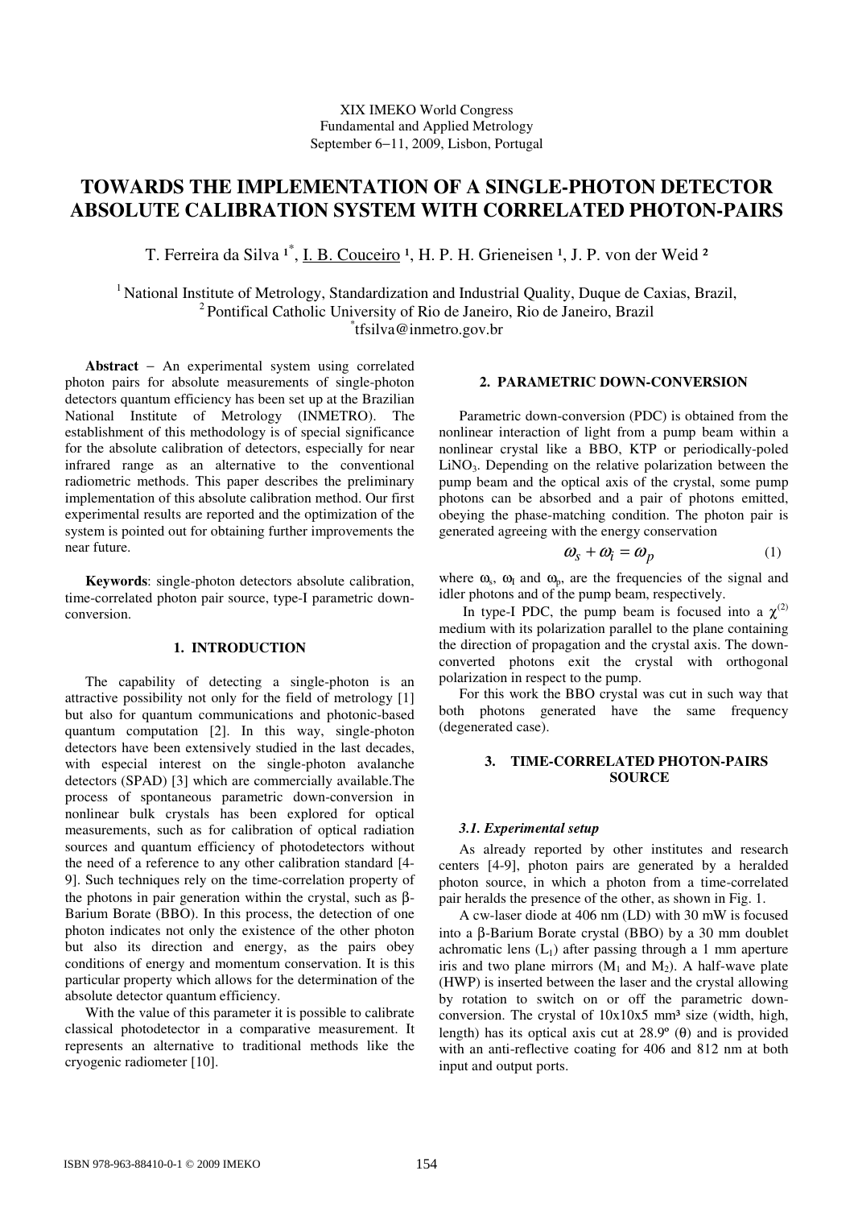XIX IMEKO World Congress
Fundamental and Applied Metrology
September 6−11, 2009, Lisbon, Portugal

# TOWARDS THE IMPLEMENTATION OF A SINGLE-PHOTON DETECTOR ABSOLUTE CALIBRATION SYSTEM WITH CORRELATED PHOTON-PAIRS

T. Ferreira da Silva [1*], I. B. Couceiro [1], H. P. H. Grieneisen [1], J. P. von der Weid [2]

[1] National Institute of Metrology, Standardization and Industrial Quality, Duque de Caxias, Brazil,
[2] Pontifical Catholic University of Rio de Janeiro, Rio de Janeiro, Brazil
[*] tfsilva@inmetro.gov.br

**Abstract** − An experimental system using correlated photon pairs for absolute measurements of single-photon detectors quantum efficiency has been set up at the Brazilian National Institute of Metrology (INMETRO). The establishment of this methodology is of special significance for the absolute calibration of detectors, especially for near infrared range as an alternative to the conventional radiometric methods. This paper describes the preliminary implementation of this absolute calibration method. Our first experimental results are reported and the optimization of the system is pointed out for obtaining further improvements the near future.

**Keywords**: single-photon detectors absolute calibration, time-correlated photon pair source, type-I parametric down-conversion.

## 1. INTRODUCTION

The capability of detecting a single-photon is an attractive possibility not only for the field of metrology [1] but also for quantum communications and photonic-based quantum computation [2]. In this way, single-photon detectors have been extensively studied in the last decades, with especial interest on the single-photon avalanche detectors (SPAD) [3] which are commercially available.The process of spontaneous parametric down-conversion in nonlinear bulk crystals has been explored for optical measurements, such as for calibration of optical radiation sources and quantum efficiency of photodetectors without the need of a reference to any other calibration standard [4-9]. Such techniques rely on the time-correlation property of the photons in pair generation within the crystal, such as β-Barium Borate (BBO). In this process, the detection of one photon indicates not only the existence of the other photon but also its direction and energy, as the pairs obey conditions of energy and momentum conservation. It is this particular property which allows for the determination of the absolute detector quantum efficiency.

With the value of this parameter it is possible to calibrate classical photodetector in a comparative measurement. It represents an alternative to traditional methods like the cryogenic radiometer [10].

## 2. PARAMETRIC DOWN-CONVERSION

Parametric down-conversion (PDC) is obtained from the nonlinear interaction of light from a pump beam within a nonlinear crystal like a BBO, KTP or periodically-poled $LiNO_3$. Depending on the relative polarization between the pump beam and the optical axis of the crystal, some pump photons can be absorbed and a pair of photons emitted, obeying the phase-matching condition. The photon pair is generated agreeing with the energy conservation

$$\omega_s + \omega_i = \omega_p \tag{1}$$

where $\omega_s$, $\omega_i$ and $\omega_p$, are the frequencies of the signal and idler photons and of the pump beam, respectively.

In type-I PDC, the pump beam is focused into a $\chi^{(2)}$ medium with its polarization parallel to the plane containing the direction of propagation and the crystal axis. The down-converted photons exit the crystal with orthogonal polarization in respect to the pump.

For this work the BBO crystal was cut in such way that both photons generated have the same frequency (degenerated case).

## 3. TIME-CORRELATED PHOTON-PAIRS SOURCE

### *3.1. Experimental setup*

As already reported by other institutes and research centers [4-9], photon pairs are generated by a heralded photon source, in which a photon from a time-correlated pair heralds the presence of the other, as shown in Fig. 1.

A cw-laser diode at 406 nm (LD) with 30 mW is focused into a β-Barium Borate crystal (BBO) by a 30 mm doublet achromatic lens ($L_1$) after passing through a 1 mm aperture iris and two plane mirrors ($M_1$ and $M_2$). A half-wave plate (HWP) is inserted between the laser and the crystal allowing by rotation to switch on or off the parametric down-conversion. The crystal of 10x10x5 mm³ size (width, high, length) has its optical axis cut at 28.9º (θ) and is provided with an anti-reflective coating for 406 and 812 nm at both input and output ports.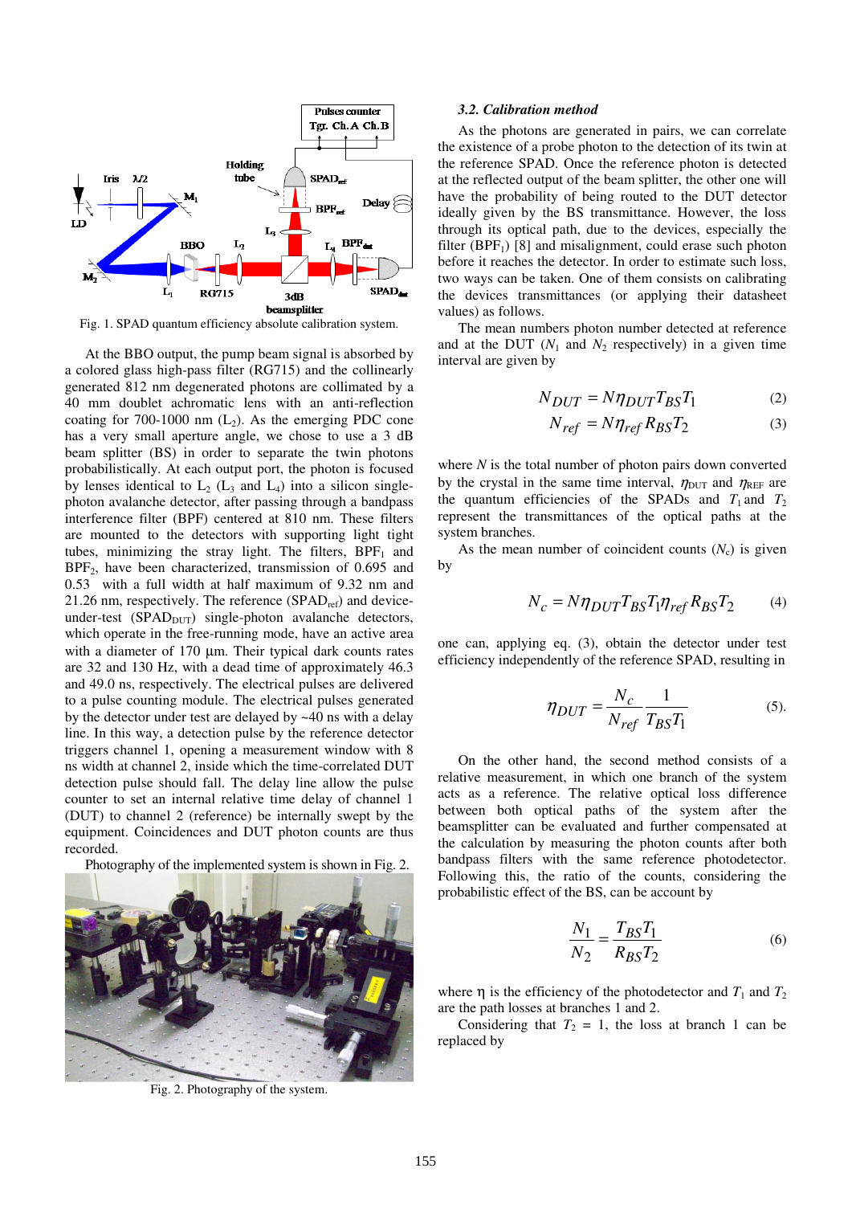Fig. 1. SPAD quantum efficiency absolute calibration system.

At the BBO output, the pump beam signal is absorbed by a colored glass high-pass filter (RG715) and the collinearly generated 812 nm degenerated photons are collimated by a 40 mm doublet achromatic lens with an anti-reflection coating for 700-1000 nm ($L_2$). As the emerging PDC cone has a very small aperture angle, we chose to use a 3 dB beam splitter (BS) in order to separate the twin photons probabilistically. At each output port, the photon is focused by lenses identical to $L_2$ ($L_3$ and $L_4$) into a silicon single-photon avalanche detector, after passing through a bandpass interference filter (BPF) centered at 810 nm. These filters are mounted to the detectors with supporting light tight tubes, minimizing the stray light. The filters, $BPF_1$ and $BPF_2$, have been characterized, transmission of 0.695 and 0.53 with a full width at half maximum of 9.32 nm and 21.26 nm, respectively. The reference ($SPAD_{ref}$) and device-under-test ($SPAD_{DUT}$) single-photon avalanche detectors, which operate in the free-running mode, have an active area with a diameter of 170 µm. Their typical dark counts rates are 32 and 130 Hz, with a dead time of approximately 46.3 and 49.0 ns, respectively. The electrical pulses are delivered to a pulse counting module. The electrical pulses generated by the detector under test are delayed by ~40 ns with a delay line. In this way, a detection pulse by the reference detector triggers channel 1, opening a measurement window with 8 ns width at channel 2, inside which the time-correlated DUT detection pulse should fall. The delay line allow the pulse counter to set an internal relative time delay of channel 1 (DUT) to channel 2 (reference) be internally swept by the equipment. Coincidences and DUT photon counts are thus recorded.

Photography of the implemented system is shown in Fig. 2.

Fig. 2. Photography of the system.

### 3.2. Calibration method

As the photons are generated in pairs, we can correlate the existence of a probe photon to the detection of its twin at the reference SPAD. Once the reference photon is detected at the reflected output of the beam splitter, the other one will have the probability of being routed to the DUT detector ideally given by the BS transmittance. However, the loss through its optical path, due to the devices, especially the filter ($BPF_1$) [8] and misalignment, could erase such photon before it reaches the detector. In order to estimate such loss, two ways can be taken. One of them consists on calibrating the devices transmittances (or applying their datasheet values) as follows.

The mean numbers photon number detected at reference and at the DUT ($N_1$ and $N_2$ respectively) in a given time interval are given by

$$N_{DUT} = N\eta_{DUT}T_{BS}T_1 \quad (2)$$

$$N_{ref} = N\eta_{ref}R_{BS}T_2 \quad (3)$$

where $N$ is the total number of photon pairs down converted by the crystal in the same time interval, $\eta_{DUT}$ and $\eta_{REF}$ are the quantum efficiencies of the SPADs and $T_1$ and $T_2$ represent the transmittances of the optical paths at the system branches.

As the mean number of coincident counts ($N_c$) is given by

$$N_c = N\eta_{DUT}T_{BS}T_1\eta_{ref}R_{BS}T_2 \quad (4)$$

one can, applying eq. (3), obtain the detector under test efficiency independently of the reference SPAD, resulting in

$$\eta_{DUT} = \frac{N_c}{N_{ref}}\frac{1}{T_{BS}T_1} \quad (5).$$

On the other hand, the second method consists of a relative measurement, in which one branch of the system acts as a reference. The relative optical loss difference between both optical paths of the system after the beamsplitter can be evaluated and further compensated at the calculation by measuring the photon counts after both bandpass filters with the same reference photodetector. Following this, the ratio of the counts, considering the probabilistic effect of the BS, can be account by

$$\frac{N_1}{N_2} = \frac{T_{BS}T_1}{R_{BS}T_2} \quad (6)$$

where η is the efficiency of the photodetector and $T_1$ and $T_2$ are the path losses at branches 1 and 2.

Considering that $T_2$ = 1, the loss at branch 1 can be replaced by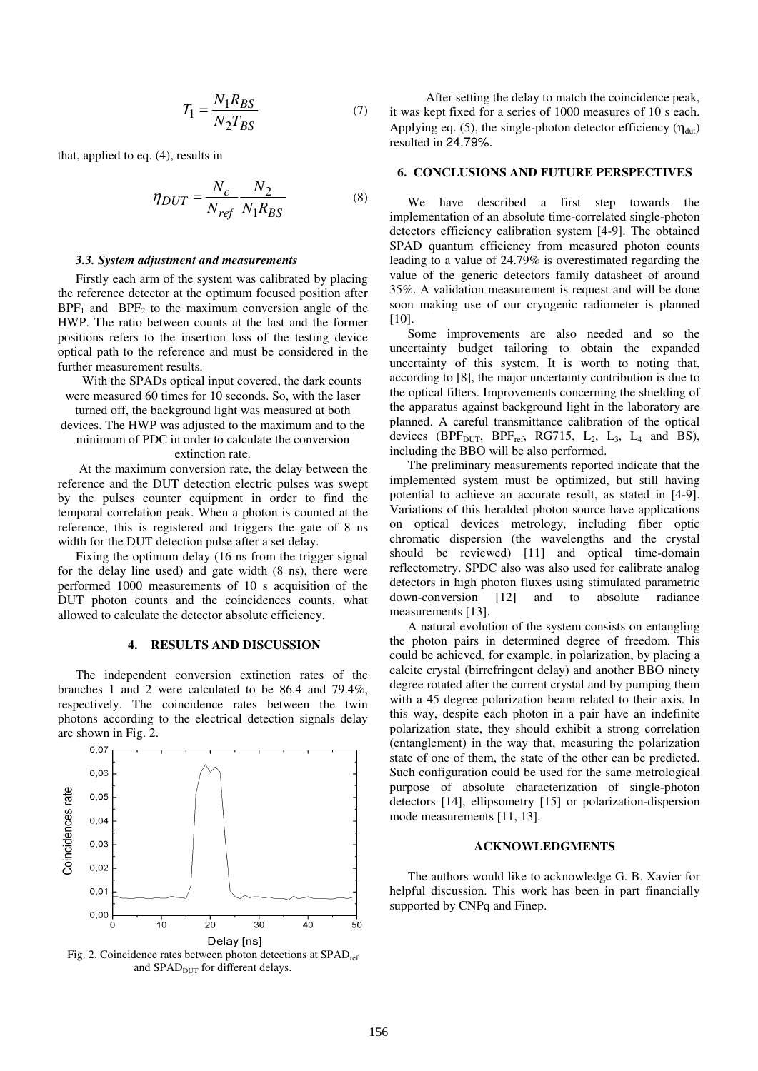$$T_1 = \frac{N_1 R_{BS}}{N_2 T_{BS}} \quad (7)$$

that, applied to eq. (4), results in

$$\eta_{DUT} = \frac{N_c}{N_{ref}} \frac{N_2}{N_1 R_{BS}} \quad (8)$$

### *3.3. System adjustment and measurements*

Firstly each arm of the system was calibrated by placing the reference detector at the optimum focused position after $BPF_1$ and $BPF_2$ to the maximum conversion angle of the HWP. The ratio between counts at the last and the former positions refers to the insertion loss of the testing device optical path to the reference and must be considered in the further measurement results.

With the SPADs optical input covered, the dark counts were measured 60 times for 10 seconds. So, with the laser turned off, the background light was measured at both devices. The HWP was adjusted to the maximum and to the minimum of PDC in order to calculate the conversion extinction rate.

At the maximum conversion rate, the delay between the reference and the DUT detection electric pulses was swept by the pulses counter equipment in order to find the temporal correlation peak. When a photon is counted at the reference, this is registered and triggers the gate of 8 ns width for the DUT detection pulse after a set delay.

Fixing the optimum delay (16 ns from the trigger signal for the delay line used) and gate width (8 ns), there were performed 1000 measurements of 10 s acquisition of the DUT photon counts and the coincidences counts, what allowed to calculate the detector absolute efficiency.

## 4. RESULTS AND DISCUSSION

The independent conversion extinction rates of the branches 1 and 2 were calculated to be 86.4 and 79.4%, respectively. The coincidence rates between the twin photons according to the electrical detection signals delay are shown in Fig. 2.

Fig. 2. Coincidence rates between photon detections at $SPAD_{ref}$ and $SPAD_{DUT}$ for different delays.

After setting the delay to match the coincidence peak, it was kept fixed for a series of 1000 measures of 10 s each. Applying eq. (5), the single-photon detector efficiency ($\eta_{dut}$) resulted in 24.79%.

## 6. CONCLUSIONS AND FUTURE PERSPECTIVES

We have described a first step towards the implementation of an absolute time-correlated single-photon detectors efficiency calibration system [4-9]. The obtained SPAD quantum efficiency from measured photon counts leading to a value of 24.79% is overestimated regarding the value of the generic detectors family datasheet of around 35%. A validation measurement is request and will be done soon making use of our cryogenic radiometer is planned [10].

Some improvements are also needed and so the uncertainty budget tailoring to obtain the expanded uncertainty of this system. It is worth to noting that, according to [8], the major uncertainty contribution is due to the optical filters. Improvements concerning the shielding of the apparatus against background light in the laboratory are planned. A careful transmittance calibration of the optical devices ($BPF_{DUT}$, $BPF_{ref}$, RG715, $L_2$, $L_3$, $L_4$ and BS), including the BBO will be also performed.

The preliminary measurements reported indicate that the implemented system must be optimized, but still having potential to achieve an accurate result, as stated in [4-9]. Variations of this heralded photon source have applications on optical devices metrology, including fiber optic chromatic dispersion (the wavelengths and the crystal should be reviewed) [11] and optical time-domain reflectometry. SPDC also was also used for calibrate analog detectors in high photon fluxes using stimulated parametric down-conversion [12] and to absolute radiance measurements [13].

A natural evolution of the system consists on entangling the photon pairs in determined degree of freedom. This could be achieved, for example, in polarization, by placing a calcite crystal (birrefringent delay) and another BBO ninety degree rotated after the current crystal and by pumping them with a 45 degree polarization beam related to their axis. In this way, despite each photon in a pair have an indefinite polarization state, they should exhibit a strong correlation (entanglement) in the way that, measuring the polarization state of one of them, the state of the other can be predicted. Such configuration could be used for the same metrological purpose of absolute characterization of single-photon detectors [14], ellipsometry [15] or polarization-dispersion mode measurements [11, 13].

## ACKNOWLEDGMENTS

The authors would like to acknowledge G. B. Xavier for helpful discussion. This work has been in part financially supported by CNPq and Finep.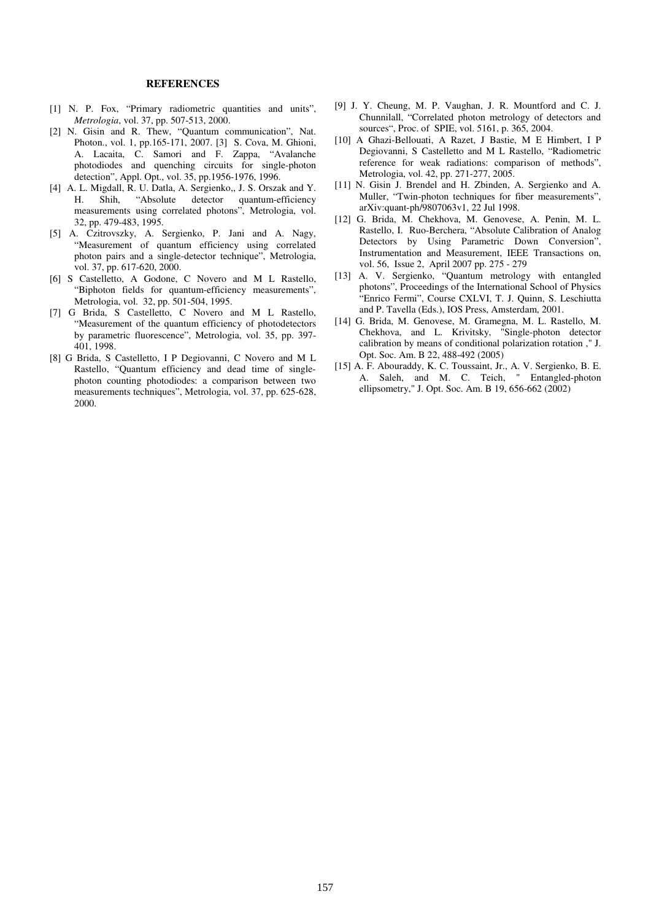### REFERENCES

[1] N. P. Fox, "Primary radiometric quantities and units", *Metrologia*, vol. 37, pp. 507-513, 2000.

[2] N. Gisin and R. Thew, "Quantum communication", Nat. Photon., vol. 1, pp.165-171, 2007. [3] S. Cova, M. Ghioni, A. Lacaita, C. Samori and F. Zappa, "Avalanche photodiodes and quenching circuits for single-photon detection", Appl. Opt., vol. 35, pp.1956-1976, 1996.

[4] A. L. Migdall, R. U. Datla, A. Sergienko,, J. S. Orszak and Y. H. Shih, "Absolute detector quantum-efficiency measurements using correlated photons", Metrologia, vol. 32, pp. 479-483, 1995.

[5] A. Czitrovszky, A. Sergienko, P. Jani and A. Nagy, "Measurement of quantum efficiency using correlated photon pairs and a single-detector technique", Metrologia, vol. 37, pp. 617-620, 2000.

[6] S Castelletto, A Godone, C Novero and M L Rastello, "Biphoton fields for quantum-efficiency measurements", Metrologia, vol. 32, pp. 501-504, 1995.

[7] G Brida, S Castelletto, C Novero and M L Rastello, "Measurement of the quantum efficiency of photodetectors by parametric fluorescence", Metrologia, vol. 35, pp. 397-401, 1998.

[8] G Brida, S Castelletto, I P Degiovanni, C Novero and M L Rastello, "Quantum efficiency and dead time of single-photon counting photodiodes: a comparison between two measurements techniques", Metrologia, vol. 37, pp. 625-628, 2000.

[9] J. Y. Cheung, M. P. Vaughan, J. R. Mountford and C. J. Chunnilall, "Correlated photon metrology of detectors and sources", Proc. of SPIE, vol. 5161, p. 365, 2004.

[10] A Ghazi-Bellouati, A Razet, J Bastie, M E Himbert, I P Degiovanni, S Castelletto and M L Rastello, "Radiometric reference for weak radiations: comparison of methods", Metrologia, vol. 42, pp. 271-277, 2005.

[11] N. Gisin J. Brendel and H. Zbinden, A. Sergienko and A. Muller, "Twin-photon techniques for fiber measurements", arXiv:quant-ph/9807063v1, 22 Jul 1998.

[12] G. Brida, M. Chekhova, M. Genovese, A. Penin, M. L. Rastello, I. Ruo-Berchera, "Absolute Calibration of Analog Detectors by Using Parametric Down Conversion", Instrumentation and Measurement, IEEE Transactions on, vol. 56, Issue 2, April 2007 pp. 275 - 279

[13] A. V. Sergienko, "Quantum metrology with entangled photons", Proceedings of the International School of Physics "Enrico Fermi", Course CXLVI, T. J. Quinn, S. Leschiutta and P. Tavella (Eds.), IOS Press, Amsterdam, 2001.

[14] G. Brida, M. Genovese, M. Gramegna, M. L. Rastello, M. Chekhova, and L. Krivitsky, "Single-photon detector calibration by means of conditional polarization rotation ," J. Opt. Soc. Am. B 22, 488-492 (2005)

[15] A. F. Abouraddy, K. C. Toussaint, Jr., A. V. Sergienko, B. E. A. Saleh, and M. C. Teich, " Entangled-photon ellipsometry," J. Opt. Soc. Am. B 19, 656-662 (2002)